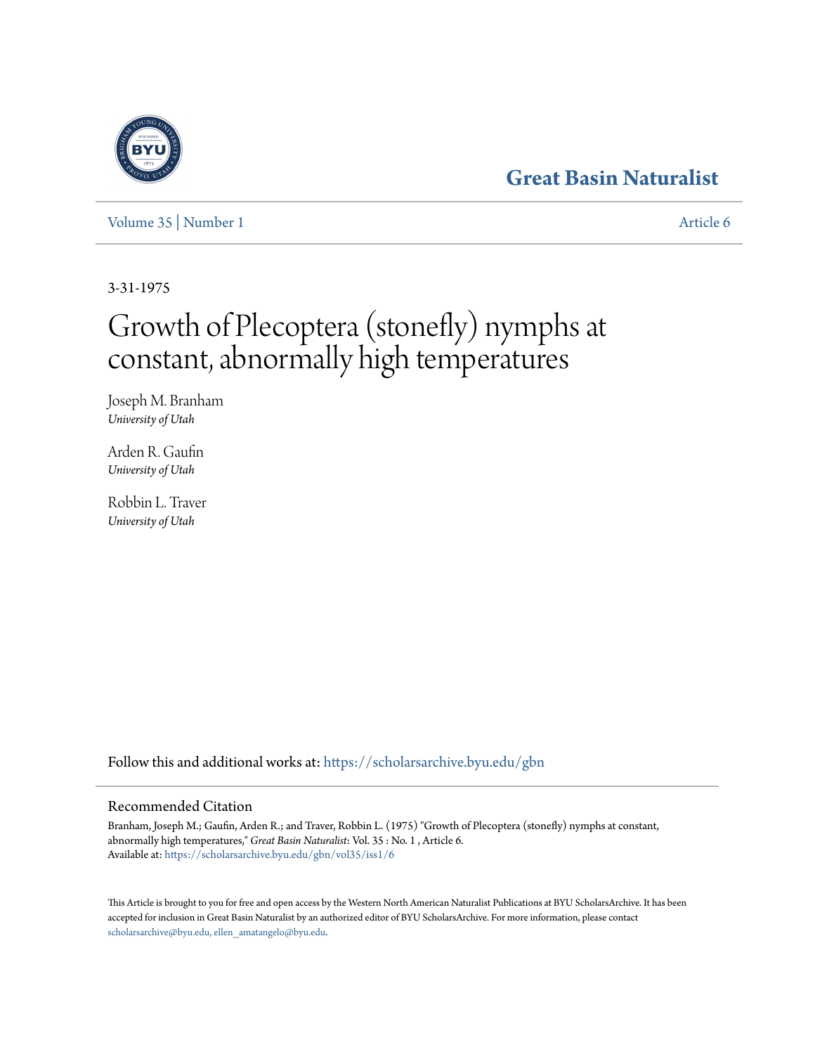# Great Basin Naturalist

Volume 35 | Number 1 Article 6

3-31-1975

# Growth of Plecoptera (stonefly) nymphs at constant, abnormally high temperatures

Joseph M. Branham
*University of Utah*

Arden R. Gaufin
*University of Utah*

Robbin L. Traver
*University of Utah*

Follow this and additional works at: https://scholarsarchive.byu.edu/gbn

## Recommended Citation

Branham, Joseph M.; Gaufin, Arden R.; and Traver, Robbin L. (1975) "Growth of Plecoptera (stonefly) nymphs at constant, abnormally high temperatures," *Great Basin Naturalist*: Vol. 35 : No. 1 , Article 6.
Available at: https://scholarsarchive.byu.edu/gbn/vol35/iss1/6

This Article is brought to you for free and open access by the Western North American Naturalist Publications at BYU ScholarsArchive. It has been accepted for inclusion in Great Basin Naturalist by an authorized editor of BYU ScholarsArchive. For more information, please contact scholarsarchive@byu.edu, ellen_amatangelo@byu.edu.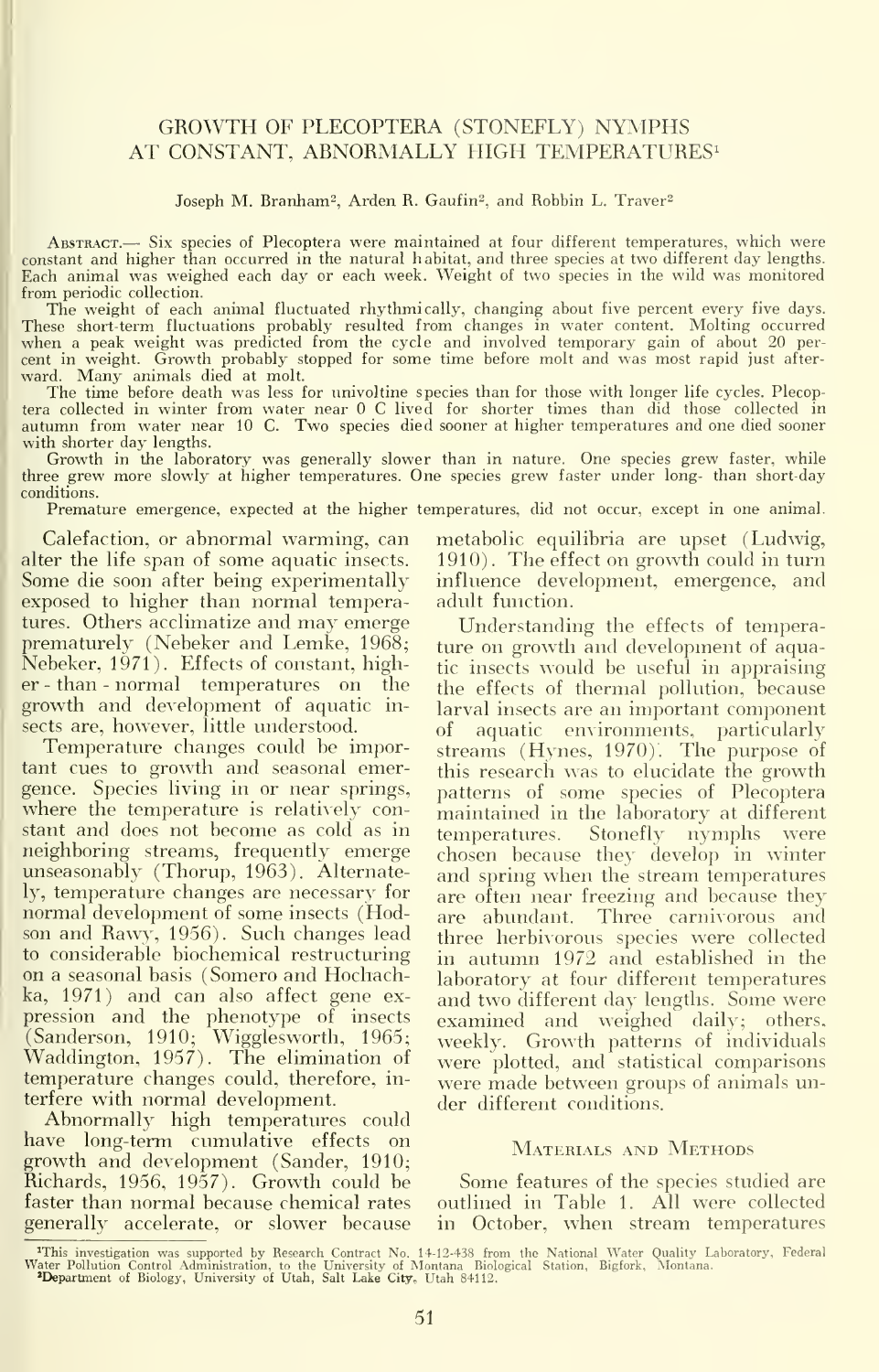# GROWTH OF PLECOPTERA (STONEFLY) NYMPHS AT CONSTANT, ABNORMALLY HIGH TEMPERATURES[1]

Joseph M. Branham[2], Arden R. Gaufin[2], and Robbin L. Traver[2]

Abstract.— Six species of Plecoptera were maintained at four different temperatures, which were constant and higher than occurred in the natural habitat, and three species at two different day lengths. Each animal was weighed each day or each week. Weight of two species in the wild was monitored from periodic collection.

The weight of each animal fluctuated rhythmically, changing about five percent every five days. These short-term fluctuations probably resulted from changes in water content. Molting occurred when a peak weight was predicted from the cycle and involved temporary gain of about 20 percent in weight. Growth probably stopped for some time before molt and was most rapid just afterward. Many animals died at molt.

The time before death was less for univoltine species than for those with longer life cycles. Plecoptera collected in winter from water near 0 C lived for shorter times than did those collected in autumn from water near 10 C. Two species died sooner at higher temperatures and one died sooner with shorter day lengths.

Growth in the laboratory was generally slower than in nature. One species grew faster, while three grew more slowly at higher temperatures. One species grew faster under long- than short-day conditions.

Premature emergence, expected at the higher temperatures, did not occur, except in one animal.

Calefaction, or abnormal warming, can alter the life span of some aquatic insects. Some die soon after being experimentally exposed to higher than normal temperatures. Others acclimatize and may emerge prematurely (Nebeker and Lemke, 1968; Nebeker, 1971). Effects of constant, higher-than-normal temperatures on the growth and development of aquatic insects are, however, little understood.

Temperature changes could be important cues to growth and seasonal emergence. Species living in or near springs, where the temperature is relatively constant and does not become as cold as in neighboring streams, frequently emerge unseasonably (Thorup, 1963). Alternately, temperature changes are necessary for normal development of some insects (Hodson and Rawy, 1956). Such changes lead to considerable biochemical restructuring on a seasonal basis (Somero and Hochachka, 1971) and can also affect gene expression and the phenotype of insects (Sanderson, 1910; Wigglesworth, 1965; Waddington, 1957). The elimination of temperature changes could, therefore, interfere with normal development.

Abnormally high temperatures could have long-term cumulative effects on growth and development (Sander, 1910; Richards, 1956, 1957). Growth could be faster than normal because chemical rates generally accelerate, or slower because metabolic equilibria are upset (Ludwig, 1910). The effect on growth could in turn influence development, emergence, and adult function.

Understanding the effects of temperature on growth and development of aquatic insects would be useful in appraising the effects of thermal pollution, because larval insects are an important component of aquatic environments, particularly streams (Hynes, 1970). The purpose of this research was to elucidate the growth patterns of some species of Plecoptera maintained in the laboratory at different temperatures. Stonefly nymphs were chosen because they develop in winter and spring when the stream temperatures are often near freezing and because they are abundant. Three carnivorous and three herbivorous species were collected in autumn 1972 and established in the laboratory at four different temperatures and two different day lengths. Some were examined and weighed daily; others, weekly. Growth patterns of individuals were plotted, and statistical comparisons were made between groups of animals under different conditions.

## Materials and Methods

Some features of the species studied are outlined in Table 1. All were collected in October, when stream temperatures

[1]This investigation was supported by Research Contract No. 14-12-438 from the National Water Quality Laboratory, Federal Water Pollution Control Administration, to the University of Montana Biological Station, Bigfork, Montana.

[2]Department of Biology, University of Utah, Salt Lake City, Utah 84112.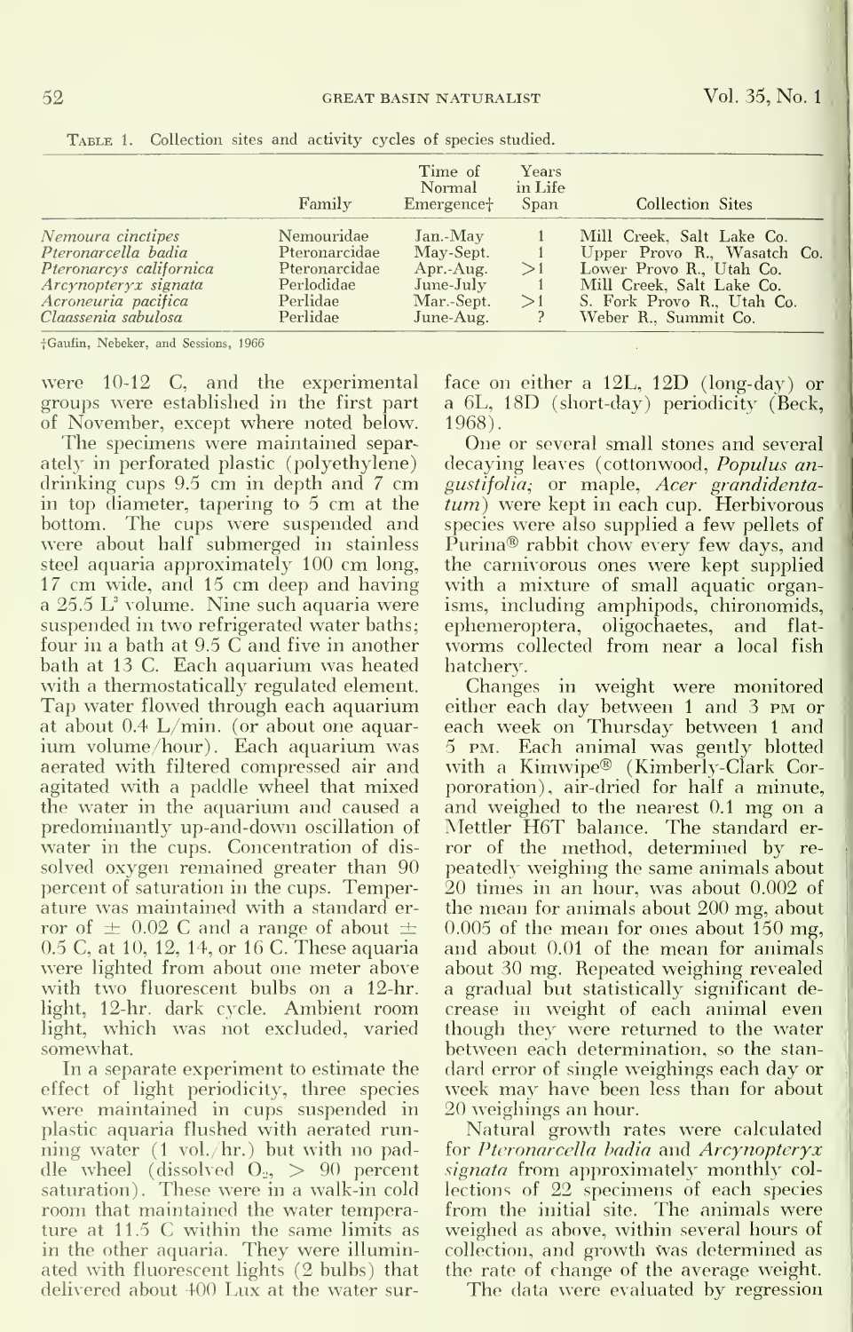Table 1. Collection sites and activity cycles of species studied.

| | Family | Time of Normal Emergence† | Years in Life Span | Collection Sites |
|---|---|---|---|---|
| *Nemoura cinctipes* | Nemouridae | Jan.-May | 1 | Mill Creek, Salt Lake Co. |
| *Pteronarcella badia* | Pteronarcidae | May-Sept. | 1 | Upper Provo R., Wasatch Co. |
| *Pteronarcys californica* | Pteronarcidae | Apr.-Aug. | >1 | Lower Provo R., Utah Co. |
| *Arcynopteryx signata* | Perlodidae | June-July | 1 | Mill Creek, Salt Lake Co. |
| *Acroneuria pacifica* | Perlidae | Mar.-Sept. | >1 | S. Fork Provo R., Utah Co. |
| *Claassenia sabulosa* | Perlidae | June-Aug. | ? | Weber R., Summit Co. |

†Gaufin, Nebeker, and Sessions, 1966

were 10-12 C, and the experimental groups were established in the first part of November, except where noted below.

The specimens were maintained separately in perforated plastic (polyethylene) drinking cups 9.5 cm in depth and 7 cm in top diameter, tapering to 5 cm at the bottom. The cups were suspended and were about half submerged in stainless steel aquaria approximately 100 cm long, 17 cm wide, and 15 cm deep and having a 25.5 $L^3$ volume. Nine such aquaria were suspended in two refrigerated water baths; four in a bath at 9.5 C and five in another bath at 13 C. Each aquarium was heated with a thermostatically regulated element. Tap water flowed through each aquarium at about 0.4 L/min. (or about one aquarium volume/hour). Each aquarium was aerated with filtered compressed air and agitated with a paddle wheel that mixed the water in the aquarium and caused a predominantly up-and-down oscillation of water in the cups. Concentration of dissolved oxygen remained greater than 90 percent of saturation in the cups. Temperature was maintained with a standard error of $\pm$ 0.02 C and a range of about $\pm$ 0.5 C, at 10, 12, 14, or 16 C. These aquaria were lighted from about one meter above with two fluorescent bulbs on a 12-hr. light, 12-hr. dark cycle. Ambient room light, which was not excluded, varied somewhat.

In a separate experiment to estimate the effect of light periodicity, three species were maintained in cups suspended in plastic aquaria flushed with aerated running water (1 vol./hr.) but with no paddle wheel (dissolved $O_2$, > 90 percent saturation). These were in a walk-in cold room that maintained the water temperature at 11.5 C within the same limits as in the other aquaria. They were illuminated with fluorescent lights (2 bulbs) that delivered about 400 Lux at the water surface on either a 12L, 12D (long-day) or a 6L, 18D (short-day) periodicity (Beck, 1968).

One or several small stones and several decaying leaves (cottonwood, *Populus angustifolia*; or maple, *Acer grandidentatum*) were kept in each cup. Herbivorous species were also supplied a few pellets of Purina® rabbit chow every few days, and the carnivorous ones were kept supplied with a mixture of small aquatic organisms, including amphipods, chironomids, ephemeroptera, oligochaetes, and flatworms collected from near a local fish hatchery.

Changes in weight were monitored either each day between 1 and 3 PM or each week on Thursday between 1 and 5 PM. Each animal was gently blotted with a Kimwipe® (Kimberly-Clark Corpororation), air-dried for half a minute, and weighed to the nearest 0.1 mg on a Mettler H6T balance. The standard error of the method, determined by repeatedly weighing the same animals about 20 times in an hour, was about 0.002 of the mean for animals about 200 mg, about 0.005 of the mean for ones about 150 mg, and about 0.01 of the mean for animals about 30 mg. Repeated weighing revealed a gradual but statistically significant decrease in weight of each animal even though they were returned to the water between each determination, so the standard error of single weighings each day or week may have been less than for about 20 weighings an hour.

Natural growth rates were calculated for *Pteronarcella badia* and *Arcynopteryx signata* from approximately monthly collections of 22 specimens of each species from the initial site. The animals were weighed as above, within several hours of collection, and growth was determined as the rate of change of the average weight.

The data were evaluated by regression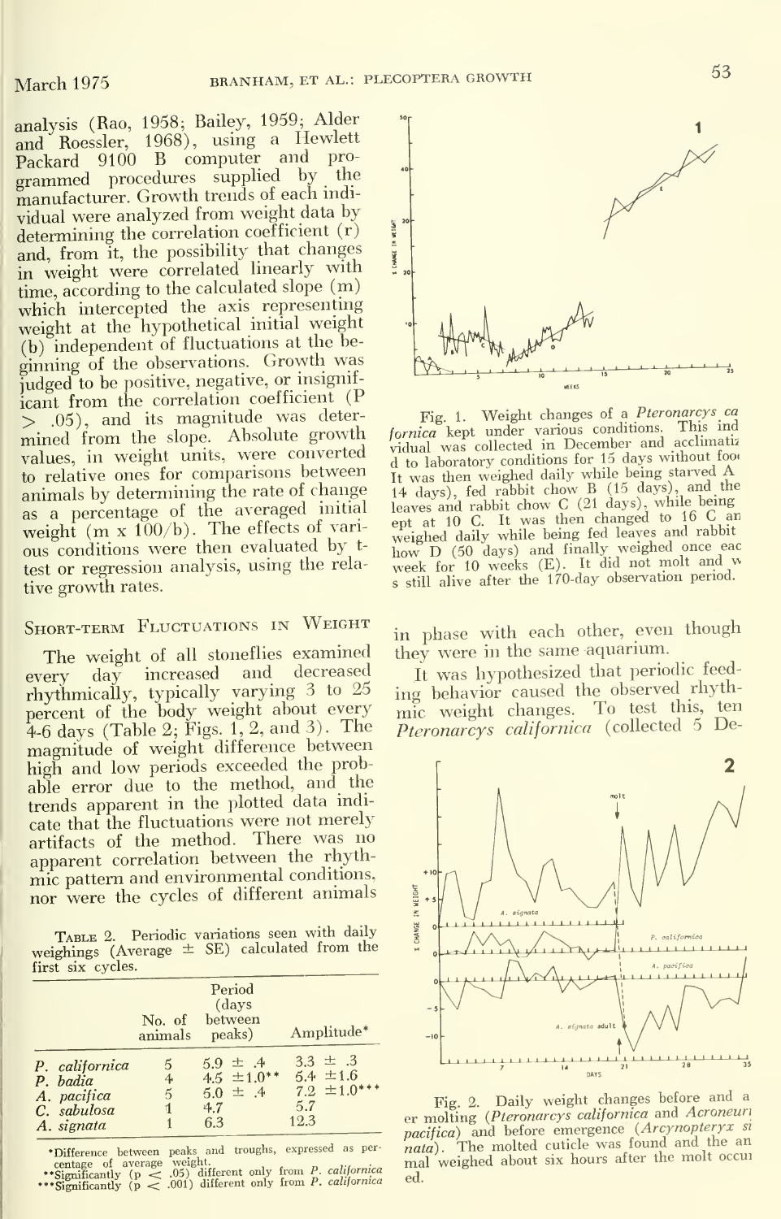analysis (Rao, 1958; Bailey, 1959; Alder and Roessler, 1968), using a Hewlett Packard 9100 B computer and programmed procedures supplied by the manufacturer. Growth trends of each individual were analyzed from weight data by determining the correlation coefficient (r) and, from it, the possibility that changes in weight were correlated linearly with time, according to the calculated slope (m) which intercepted the axis representing weight at the hypothetical initial weight (b) independent of fluctuations at the beginning of the observations. Growth was judged to be positive, negative, or insignificant from the correlation coefficient ($P > .05$), and its magnitude was determined from the slope. Absolute growth values, in weight units, were converted to relative ones for comparisons between animals by determining the rate of change as a percentage of the averaged initial weight ($m \times 100/b$). The effects of various conditions were then evaluated by t-test or regression analysis, using the relative growth rates.

## Short-term Fluctuations in Weight

The weight of all stoneflies examined every day increased and decreased rhythmically, typically varying 3 to 25 percent of the body weight about every 4-6 days (Table 2; Figs. 1, 2, and 3). The magnitude of weight difference between high and low periods exceeded the probable error due to the method, and the trends apparent in the plotted data indicate that the fluctuations were not merely artifacts of the method. There was no apparent correlation between the rhythmic pattern and environmental conditions, nor were the cycles of different animals in phase with each other, even though they were in the same aquarium.

It was hypothesized that periodic feeding behavior caused the observed rhythmic weight changes. To test this, ten *Pteronarcys californica* (collected 5 De-

Table 2. Periodic variations seen with daily weighings (Average ± SE) calculated from the first six cycles.

| | No. of animals | Period (days between peaks) | Amplitude* |
|---|---|---|---|
| *P. californica* | 5 | 5.9 ± .4 | 3.3 ± .3 |
| *P. badia* | 4 | 4.5 ±1.0** | 5.4 ±1.6 |
| *A. pacifica* | 5 | 5.0 ± .4 | 7.2 ±1.0*** |
| *C. sabulosa* | 1 | 4.7 | 5.7 |
| *A. signata* | 1 | 6.3 | 12.3 |

*Difference between peaks and troughs, expressed as percentage of average weight.
**Significantly ($p < .05$) different only from *P. californica*
***Significantly ($p < .001$) different only from *P. californica*

Fig. 1. Weight changes of a *Pteronarcys californica* kept under various conditions. This individual was collected in December and acclimatized to laboratory conditions for 15 days without food. It was then weighed daily while being starved A (14 days), fed rabbit chow B (15 days), and then leaves and rabbit chow C (21 days), while being kept at 10 C. It was then changed to 16 C and weighed daily while being fed leaves and rabbit chow D (50 days) and finally weighed once each week for 10 weeks (E). It did not molt and was still alive after the 170-day observation period.

Fig. 2. Daily weight changes before and after molting (*Pteronarcys californica* and *Acroneuria pacifica*) and before emergence (*Arcynopteryx signata*). The molted cuticle was found and the animal weighed about six hours after the molt occurred.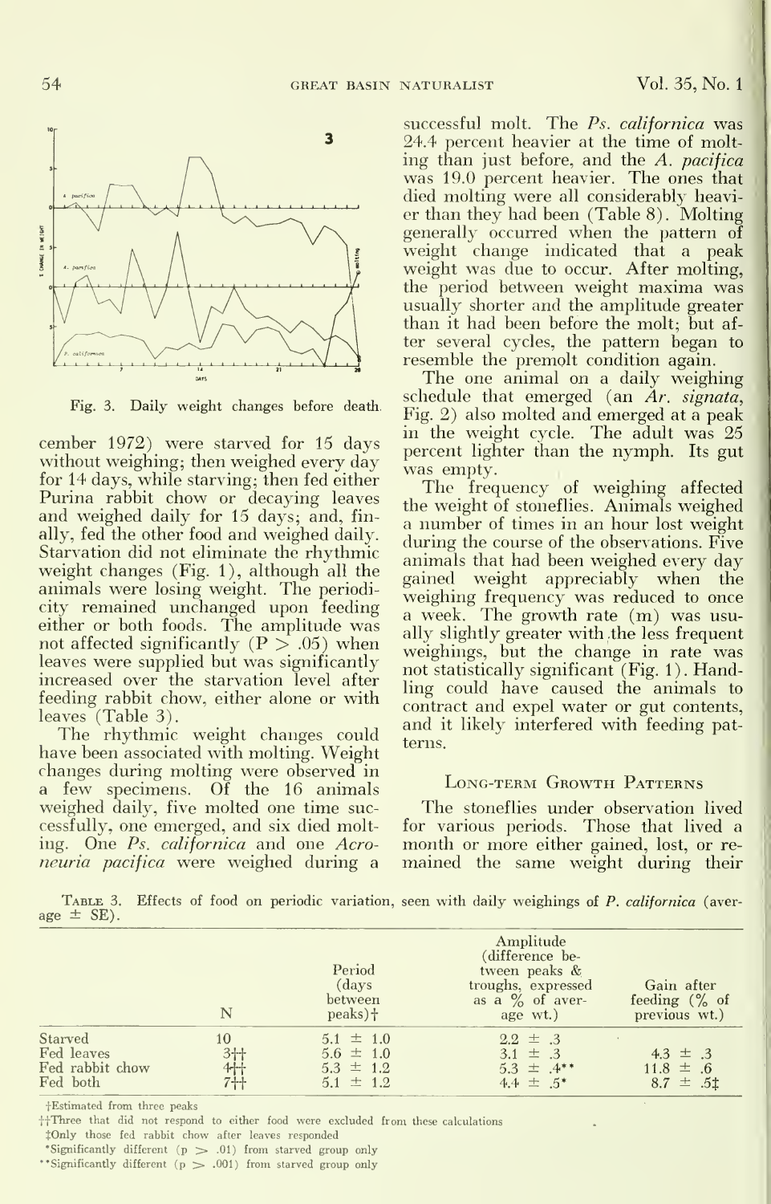Fig. 3. Daily weight changes before death.

cember 1972) were starved for 15 days without weighing; then weighed every day for 14 days, while starving; then fed either Purina rabbit chow or decaying leaves and weighed daily for 15 days; and, finally, fed the other food and weighed daily. Starvation did not eliminate the rhythmic weight changes (Fig. 1), although all the animals were losing weight. The periodicity remained unchanged upon feeding either or both foods. The amplitude was not affected significantly ($P > .05$) when leaves were supplied but was significantly increased over the starvation level after feeding rabbit chow, either alone or with leaves (Table 3).

The rhythmic weight changes could have been associated with molting. Weight changes during molting were observed in a few specimens. Of the 16 animals weighed daily, five molted one time successfully, one emerged, and six died molting. One *Ps. californica* and one *Acroneuria pacifica* were weighed during a successful molt. The *Ps. californica* was 24.4 percent heavier at the time of molting than just before, and the *A. pacifica* was 19.0 percent heavier. The ones that died molting were all considerably heavier than they had been (Table 8). Molting generally occurred when the pattern of weight change indicated that a peak weight was due to occur. After molting, the period between weight maxima was usually shorter and the amplitude greater than it had been before the molt; but after several cycles, the pattern began to resemble the premolt condition again.

The one animal on a daily weighing schedule that emerged (an *Ar. signata*, Fig. 2) also molted and emerged at a peak in the weight cycle. The adult was 25 percent lighter than the nymph. Its gut was empty.

The frequency of weighing affected the weight of stoneflies. Animals weighed a number of times in an hour lost weight during the course of the observations. Five animals that had been weighed every day gained weight appreciably when the weighing frequency was reduced to once a week. The growth rate (m) was usually slightly greater with the less frequent weighings, but the change in rate was not statistically significant (Fig. 1). Handling could have caused the animals to contract and expel water or gut contents, and it likely interfered with feeding patterns.

## Long-term Growth Patterns

The stoneflies under observation lived for various periods. Those that lived a month or more either gained, lost, or remained the same weight during their

Table 3. Effects of food on periodic variation, seen with daily weighings of *P. californica* (average ± SE).

| | N | Period (days between peaks)† | Amplitude (difference between peaks & troughs, expressed as a % of average wt.) | Gain after feeding (% of previous wt.) |
|---|---|---|---|---|
| Starved | 10 | 5.1 ± 1.0 | 2.2 ± .3 | |
| Fed leaves | 3†† | 5.6 ± 1.0 | 3.1 ± .3 | 4.3 ± .3 |
| Fed rabbit chow | 4†† | 5.3 ± 1.2 | 5.3 ± .4** | 11.8 ± .6 |
| Fed both | 7†† | 5.1 ± 1.2 | 4.4 ± .5* | 8.7 ± .5‡ |

†Estimated from three peaks

††Three that did not respond to either food were excluded from these calculations

‡Only those fed rabbit chow after leaves responded

*Significantly different ($p > .01$) from starved group only

**Significantly different ($p > .001$) from starved group only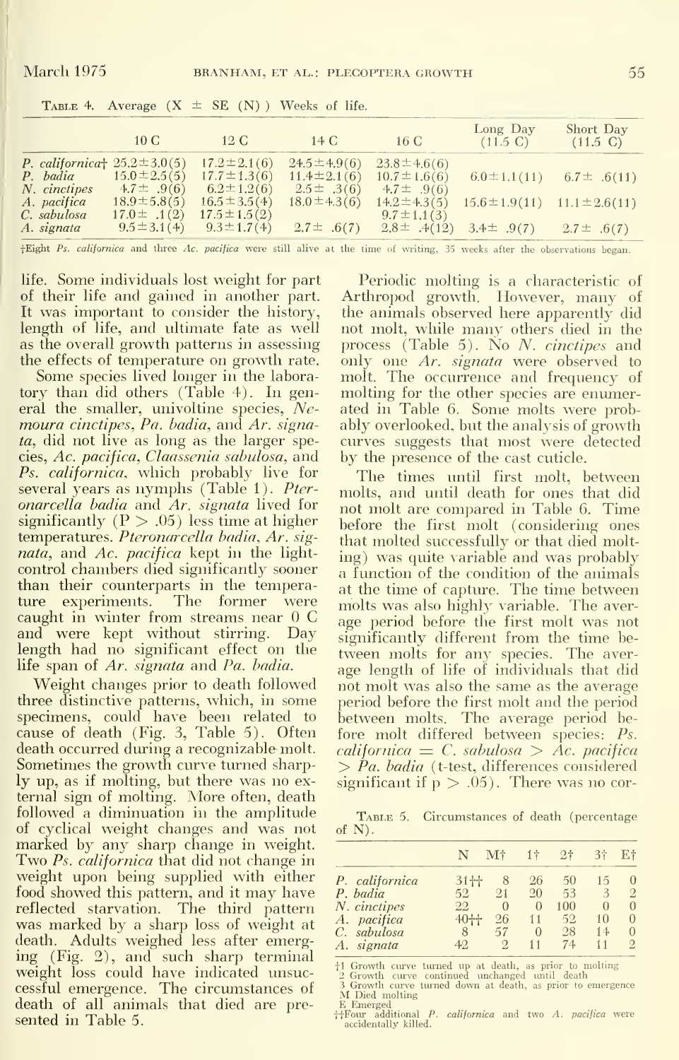TABLE 4. Average (X ± SE (N)) Weeks of life.

| | 10 C | 12 C | 14 C | 16 C | Long Day (11.5 C) | Short Day (11.5 C) |
|---|---|---|---|---|---|---|
| *P. californica*† | 25.2±3.0(5) | 17.2±2.1(6) | 24.5±4.9(6) | 23.8±4.6(6) | | |
| *P. badia* | 15.0±2.5(5) | 17.7±1.3(6) | 11.4±2.1(6) | 10.7±1.6(6) | 6.0±1.1(11) | 6.7± .6(11) |
| *N. cinctipes* | 4.7± .9(6) | 6.2±1.2(6) | 2.5± .3(6) | 4.7± .9(6) | | |
| *A. pacifica* | 18.9±5.8(5) | 16.5±3.5(4) | 18.0±4.3(6) | 14.2±4.3(5) | 15.6±1.9(11) | 11.1±2.6(11) |
| *C. sabulosa* | 17.0± .1(2) | 17.5±1.5(2) | | 9.7±1.1(3) | | |
| *A. signata* | 9.5±3.1(4) | 9.3±1.7(4) | 2.7± .6(7) | 2.8± .4(12) | 3.4± .9(7) | 2.7± .6(7) |

†Eight *Ps. californica* and three *Ac. pacifica* were still alive at the time of writing, 35 weeks after the observations began.

life. Some individuals lost weight for part of their life and gained in another part. It was important to consider the history, length of life, and ultimate fate as well as the overall growth patterns in assessing the effects of temperature on growth rate.

Some species lived longer in the laboratory than did others (Table 4). In general the smaller, univoltine species, *Nemoura cinctipes*, *Pa. badia*, and *Ar. signata*, did not live as long as the larger species, *Ac. pacifica*, *Claassenia sabulosa*, and *Ps. californica*, which probably live for several years as nymphs (Table 1). *Pteronarcella badia* and *Ar. signata* lived for significantly ($P > .05$) less time at higher temperatures. *Pteronarcella badia*, *Ar. signata*, and *Ac. pacifica* kept in the light-control chambers died significantly sooner than their counterparts in the temperature experiments. The former were caught in winter from streams near 0 C and were kept without stirring. Day length had no significant effect on the life span of *Ar. signata* and *Pa. badia*.

Weight changes prior to death followed three distinctive patterns, which, in some specimens, could have been related to cause of death (Fig. 3, Table 5). Often death occurred during a recognizable molt. Sometimes the growth curve turned sharply up, as if molting, but there was no external sign of molting. More often, death followed a diminuation in the amplitude of cyclical weight changes and was not marked by any sharp change in weight. Two *Ps. californica* that did not change in weight upon being supplied with either food showed this pattern, and it may have reflected starvation. The third pattern was marked by a sharp loss of weight at death. Adults weighed less after emerging (Fig. 2), and such sharp terminal weight loss could have indicated unsuccessful emergence. The circumstances of death of all animals that died are presented in Table 5.

Periodic molting is a characteristic of Arthropod growth. However, many of the animals observed here apparently did not molt, while many others died in the process (Table 5). No *N. cinctipes* and only one *Ar. signata* were observed to molt. The occurrence and frequency of molting for the other species are enumerated in Table 6. Some molts were probably overlooked, but the analysis of growth curves suggests that most were detected by the presence of the cast cuticle.

The times until first molt, between molts, and until death for ones that did not molt are compared in Table 6. Time before the first molt (considering ones that molted successfully or that died molting) was quite variable and was probably a function of the condition of the animals at the time of capture. The time between molts was also highly variable. The average period before the first molt was not significantly different from the time between molts for any species. The average length of life of individuals that did not molt was also the same as the average period before the first molt and the period between molts. The average period before molt differed between species: *Ps. californica* = *C. sabulosa* > *Ac. pacifica* > *Pa. badia* (t-test, differences considered significant if $p > .05$). There was no cor-

TABLE 5. Circumstances of death (percentage of N).

| | N | M† | 1† | 2† | 3† | E† |
|---|---|---|---|---|---|---|
| *P. californica* | 31†† | 8 | 26 | 50 | 15 | 0 |
| *P. badia* | 52 | 21 | 20 | 53 | 3 | 2 |
| *N. cinctipes* | 22 | 0 | 0 | 100 | 0 | 0 |
| *A. pacifica* | 40†† | 26 | 11 | 52 | 10 | 0 |
| *C. sabulosa* | 8 | 57 | 0 | 28 | 14 | 0 |
| *A. signata* | 42 | 2 | 11 | 74 | 11 | 2 |

†1 Growth curve turned up at death, as prior to molting
2 Growth curve continued unchanged until death
3 Growth curve turned down at death, as prior to emergence
M Died molting
E Emerged
††Four additional *P. californica* and two *A. pacifica* were accidentally killed.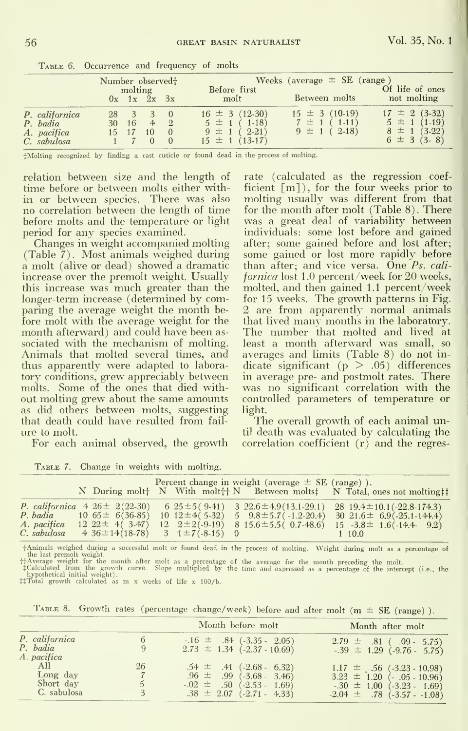Table 6. Occurrence and frequency of molts

| | Number observed† molting | | | | Weeks (average ± SE (range)) | | |
|---|---|---|---|---|---|---|---|
| | 0x | 1x | 2x | 3x | Before first molt | Between molts | Of life of ones not molting |
| *P. californica* | 28 | 3 | 3 | 0 | 16 ± 3 (12-30) | 15 ± 3 (10-19) | 17 ± 2 (3-32) |
| *P. badia* | 30 | 16 | 4 | 2 | 5 ± 1 ( 1-18) | 7 ± 1 ( 1-11) | 5 ± 1 (1-19) |
| *A. pacifica* | 15 | 17 | 10 | 0 | 9 ± 1 ( 2-21) | 9 ± 1 ( 2-18) | 8 ± 1 (3-22) |
| *C. sabulosa* | 1 | 7 | 0 | 0 | 15 ± 1 (13-17) | | 6 ± 3 (3- 8) |

†Molting recognized by finding a cast cuticle or found dead in the process of molting.

relation between size and the length of time before or between molts either within or between species. There was also no correlation between the length of time before molts and the temperature or light period for any species examined.

Changes in weight accompanied molting (Table 7). Most animals weighed during a molt (alive or dead) showed a dramatic increase over the premolt weight. Usually this increase was much greater than the longer-term increase (determined by comparing the average weight the month before molt with the average weight for the month afterward) and could have been associated with the mechanism of molting. Animals that molted several times, and thus apparently were adapted to laboratory conditions, grew appreciably between molts. Some of the ones that died without molting grew about the same amounts as did others between molts, suggesting that death could have resulted from failure to molt.

For each animal observed, the growth rate (calculated as the regression coefficient [m]), for the four weeks prior to molting usually was different from that for the month after molt (Table 8). There was a great deal of variability between individuals: some lost before and gained after; some gained before and lost after; some gained or lost more rapidly before than after; and vice versa. One *Ps. californica* lost 1.0 percent/week for 20 weeks, molted, and then gained 1.1 percent/week for 15 weeks. The growth patterns in Fig. 2 are from apparently normal animals that lived many months in the laboratory. The number that molted and lived at least a month afterward was small, so averages and limits (Table 8) do not indicate significant ($p > .05$) differences in average pre- and postmolt rates. There was no significant correlation with the controlled parameters of temperature or light.

The overall growth of each animal until death was evaluated by calculating the correlation coefficient (r) and the regres-

Table 7. Change in weights with molting.

| | Percent change in weight (average ± SE (range)). | | | | | | | |
|---|---|---|---|---|---|---|---|---|
| | N | During molt† | N | With molt†† | N | Between molts‡ | N | Total, ones not molting‡‡ |
| *P. californica* | 4 | 26± 2(22-30) | 6 | 25±5( 9-41) | 3 | 22.6±4.9(13.1-29.1) | 28 | 19.4±10.1(-22.8-174.3) |
| *P. badia* | 10 | 65± 6(36-85) | 10 | 12±4( 5-32) | 5 | 9.8±5.7( -1.2-20.4) | 30 | 21.6± 6.9(-25.1-144.4) |
| *A. pacifica* | 12 | 22± 4( 3-47) | 12 | 2±2(-9-19) | 8 | 15.6±5.5( 0.7-48.6) | 15 | -3.8± 1.6(-14.4- 9.2) |
| *C. sabulosa* | 4 | 36±14(18-78) | 3 | 1±7(-8-15) | 0 | | 1 | 10.0 |

†Animals weighed during a successful molt or found dead in the process of molting. Weight during molt as a percentage of the last premolt weight.
††Average weight for the month after molt as a percentage of the average for the month preceding the molt.
‡Calculated from the growth curve. Slope multiplied by the time and expressed as a percentage of the intercept (i.e., the hypothetical initial weight).
‡‡Total growth calculated as m x weeks of life x 100/b.

Table 8. Growth rates (percentage change/week) before and after molt (m ± SE (range)).

| | | Month before molt | Month after molt |
|---|---|---|---|
| *P. californica* | 6 | -.16 ± .84 (-3.35 - 2.05) | 2.79 ± .81 ( .09 - 5.75) |
| *P. badia* | 9 | 2.73 ± 1.34 (-2.37 - 10.69) | -.39 ± 1.29 (-9.76 - 5.75) |
| *A. pacifica* | | | |
| All | 26 | .54 ± .41 (-2.68 - 6.32) | 1.17 ± .56 (-3.23 - 10.98) |
| Long day | 7 | .96 ± .99 (-3.68 - 3.46) | 3.23 ± 1.20 (- .05 - 10.96) |
| Short day | 5 | -.02 ± .50 (-2.53 - 1.69) | -.30 ± 1.00 (-3.23 - 1.69) |
| *C. sabulosa* | 3 | .38 ± 2.07 (-2.71 - 4.33) | -2.04 ± .78 (-3.57 - -1.08) |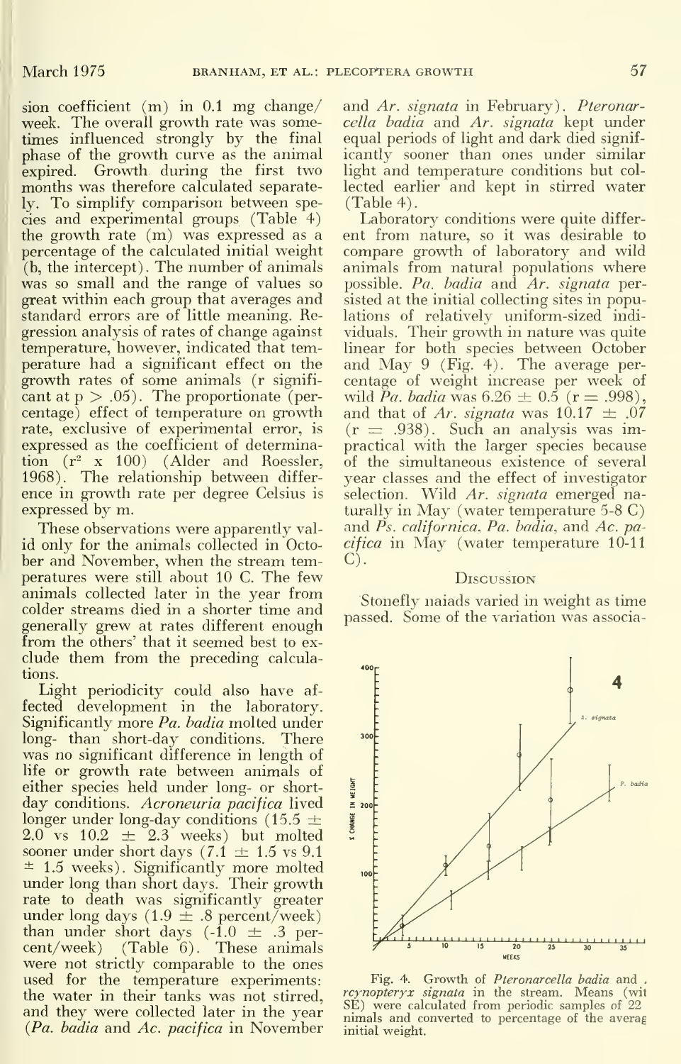sion coefficient (m) in 0.1 mg change/week. The overall growth rate was sometimes influenced strongly by the final phase of the growth curve as the animal expired. Growth during the first two months was therefore calculated separately. To simplify comparison between species and experimental groups (Table 4) the growth rate (m) was expressed as a percentage of the calculated initial weight (b, the intercept). The number of animals was so small and the range of values so great within each group that averages and standard errors are of little meaning. Regression analysis of rates of change against temperature, however, indicated that temperature had a significant effect on the growth rates of some animals (r significant at $p > .05$). The proportionate (percentage) effect of temperature on growth rate, exclusive of experimental error, is expressed as the coefficient of determination ($r^2 \times 100$) (Alder and Roessler, 1968). The relationship between difference in growth rate per degree Celsius is expressed by m.

These observations were apparently valid only for the animals collected in October and November, when the stream temperatures were still about 10 C. The few animals collected later in the year from colder streams died in a shorter time and generally grew at rates different enough from the others' that it seemed best to exclude them from the preceding calculations.

Light periodicity could also have affected development in the laboratory. Significantly more *Pa. badia* molted under long- than short-day conditions. There was no significant difference in length of life or growth rate between animals of either species held under long- or short-day conditions. *Acroneuria pacifica* lived longer under long-day conditions ($15.5 \pm 2.0$ vs $10.2 \pm 2.3$ weeks) but molted sooner under short days ($7.1 \pm 1.5$ vs $9.1 \pm 1.5$ weeks). Significantly more molted under long than short days. Their growth rate to death was significantly greater under long days ($1.9 \pm .8$ percent/week) than under short days ($-1.0 \pm .3$ percent/week) (Table 6). These animals were not strictly comparable to the ones used for the temperature experiments: the water in their tanks was not stirred, and they were collected later in the year (*Pa. badia* and *Ac. pacifica* in November and *Ar. signata* in February). *Pteronarcella badia* and *Ar. signata* kept under equal periods of light and dark died significantly sooner than ones under similar light and temperature conditions but collected earlier and kept in stirred water (Table 4).

Laboratory conditions were quite different from nature, so it was desirable to compare growth of laboratory and wild animals from natural populations where possible. *Pa. badia* and *Ar. signata* persisted at the initial collecting sites in populations of relatively uniform-sized individuals. Their growth in nature was quite linear for both species between October and May 9 (Fig. 4). The average percentage of weight increase per week of wild *Pa. badia* was $6.26 \pm 0.5$ ($r = .998$), and that of *Ar. signata* was $10.17 \pm .07$ ($r = .938$). Such an analysis was impractical with the larger species because of the simultaneous existence of several year classes and the effect of investigator selection. Wild *Ar. signata* emerged naturally in May (water temperature 5-8 C) and *Ps. californica*, *Pa. badia*, and *Ac. pacifica* in May (water temperature 10-11 C).

## Discussion

Stonefly naiads varied in weight as time passed. Some of the variation was associa-

Fig. 4. Growth of *Pteronarcella badia* and *Arcynopteryx signata* in the stream. Means (with SE) were calculated from periodic samples of 22 animals and converted to percentage of the average initial weight.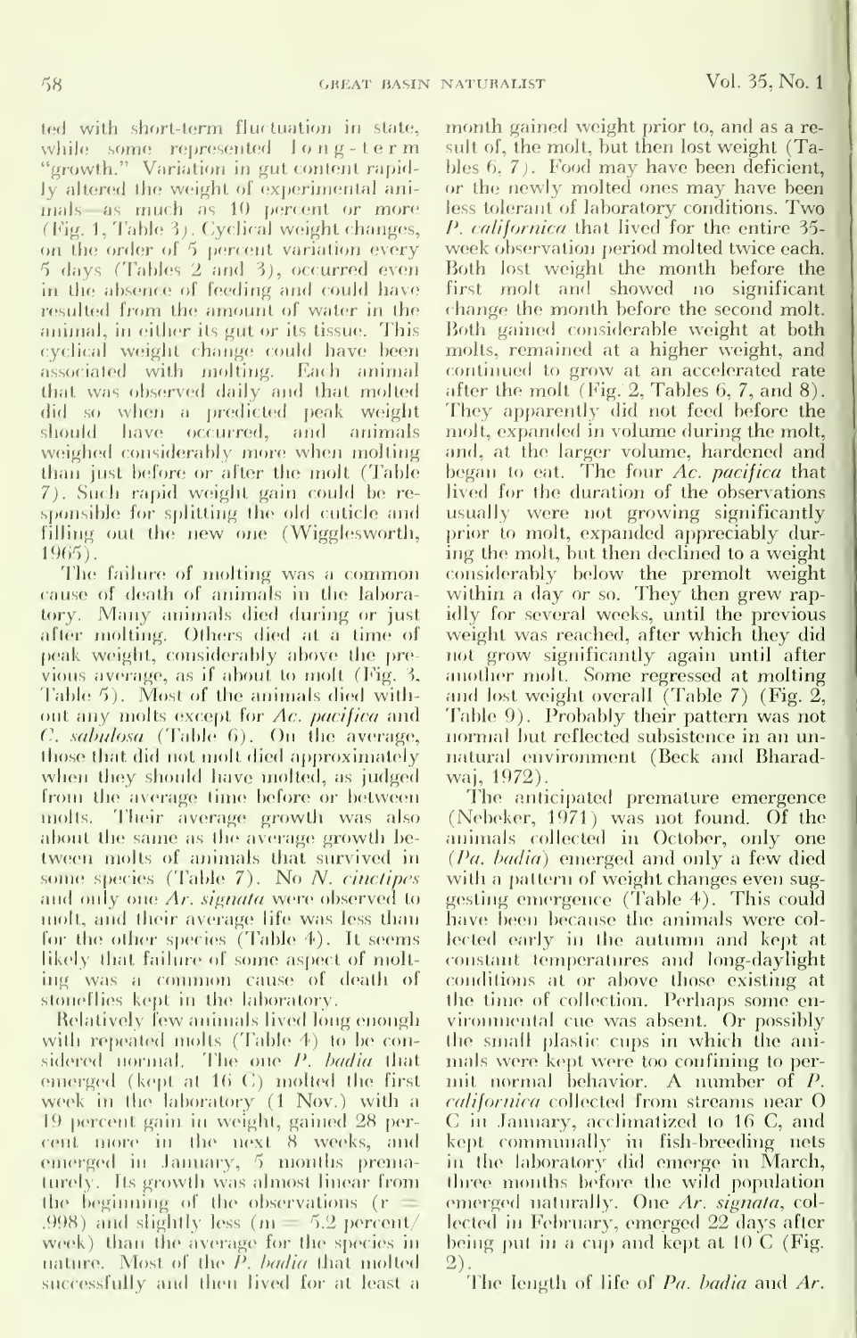ted with short-term fluctuation in state, while some represented long-term "growth." Variation in gut content rapidly altered the weight of experimental animals—as much as 10 percent or more (Fig. 1, Table 3). Cyclical weight changes, on the order of 5 percent variation every 5 days (Tables 2 and 3), occurred even in the absence of feeding and could have resulted from the amount of water in the animal, in either its gut or its tissue. This cyclical weight change could have been associated with molting. Each animal that was observed daily and that molted did so when a predicted peak weight should have occurred, and animals weighed considerably more when molting than just before or after the molt (Table 7). Such rapid weight gain could be responsible for splitting the old cuticle and filling out the new one (Wigglesworth, 1965).

The failure of molting was a common cause of death of animals in the laboratory. Many animals died during or just after molting. Others died at a time of peak weight, considerably above the previous average, as if about to molt (Fig. 3, Table 5). Most of the animals died without any molts except for *Ac. pacifica* and *C. sabulosa* (Table 6). On the average, those that did not molt died approximately when they should have molted, as judged from the average time before or between molts. Their average growth was also about the same as the average growth between molts of animals that survived in some species (Table 7). No *N. cinctipes* and only one *Ar. signata* were observed to molt, and their average life was less than for the other species (Table 4). It seems likely that failure of some aspect of molting was a common cause of death of stoneflies kept in the laboratory.

Relatively few animals lived long enough with repeated molts (Table 4) to be considered normal. The one *P. badia* that emerged (kept at 16 C) molted the first week in the laboratory (1 Nov.) with a 19 percent gain in weight, gained 28 percent more in the next 8 weeks, and emerged in January, 5 months prematurely. Its growth was almost linear from the beginning of the observations ($r = .998$) and slightly less ($m = 5.2$ percent/week) than the average for the species in nature. Most of the *P. badia* that molted successfully and then lived for at least a month gained weight prior to, and as a result of, the molt, but then lost weight (Tables 6, 7). Food may have been deficient, or the newly molted ones may have been less tolerant of laboratory conditions. Two *P. californica* that lived for the entire 35-week observation period molted twice each. Both lost weight the month before the first molt and showed no significant change the month before the second molt. Both gained considerable weight at both molts, remained at a higher weight, and continued to grow at an accelerated rate after the molt (Fig. 2, Tables 6, 7, and 8). They apparently did not feed before the molt, expanded in volume during the molt, and, at the larger volume, hardened and began to eat. The four *Ac. pacifica* that lived for the duration of the observations usually were not growing significantly prior to molt, expanded appreciably during the molt, but then declined to a weight considerably below the premolt weight within a day or so. They then grew rapidly for several weeks, until the previous weight was reached, after which they did not grow significantly again until after another molt. Some regressed at molting and lost weight overall (Table 7) (Fig. 2, Table 9). Probably their pattern was not normal but reflected subsistence in an unnatural environment (Beck and Bharadwaj, 1972).

The anticipated premature emergence (Nebeker, 1971) was not found. Of the animals collected in October, only one (*Pa. badia*) emerged and only a few died with a pattern of weight changes even suggesting emergence (Table 4). This could have been because the animals were collected early in the autumn and kept at constant temperatures and long-daylight conditions at or above those existing at the time of collection. Perhaps some environmental cue was absent. Or possibly the small plastic cups in which the animals were kept were too confining to permit normal behavior. A number of *P. californica* collected from streams near 0 C in January, acclimatized to 16 C, and kept communally in fish-breeding nets in the laboratory did emerge in March, three months before the wild population emerged naturally. One *Ar. signata*, collected in February, emerged 22 days after being put in a cup and kept at 10 C (Fig. 2).

The length of life of *Pa. badia* and *Ar.*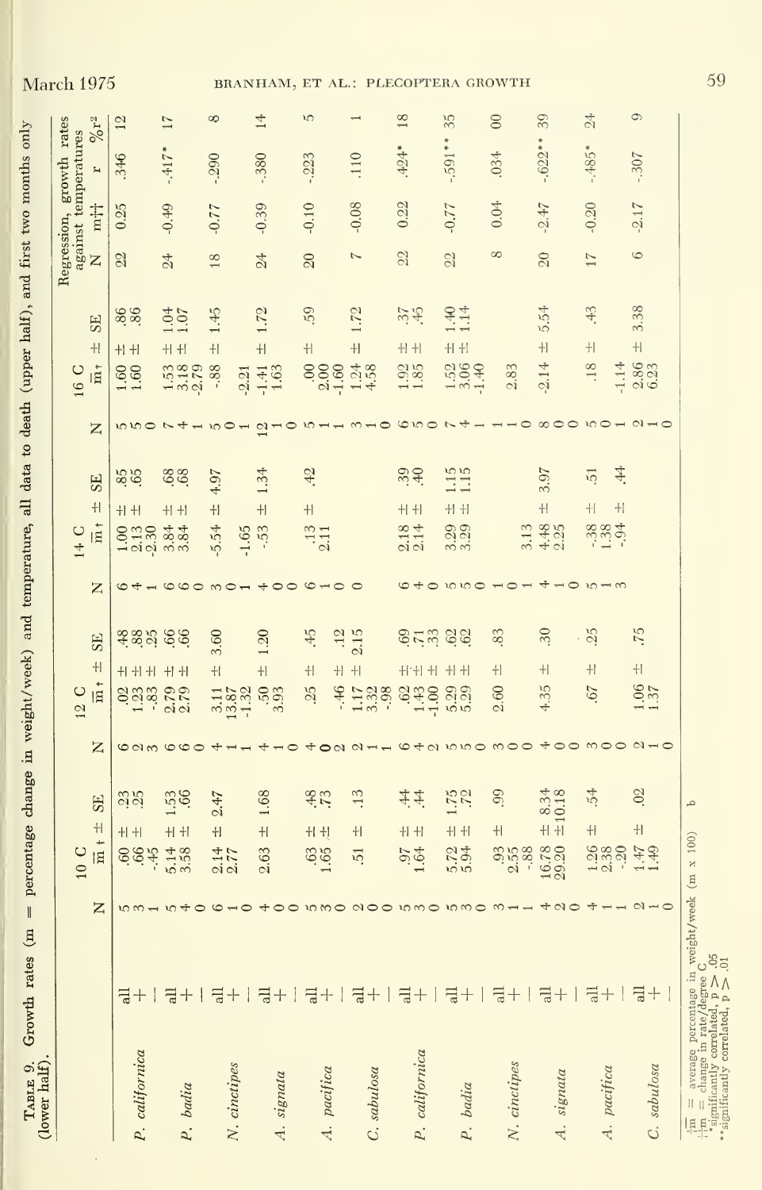Table 9. Growth rates (m = percentage change in weight/week) and temperature, all data to death (upper half), and first two months only (lower half).

| | | 10 C | | | 12 C | | | 14 C | | | 16 C | | | Regression, growth rates against temperatures | | | |
|---|---|---|---|---|---|---|---|---|---|---|---|---|---|---|---|---|---|
| | | N | $\bar{m}$† | ± SE | N | $\bar{m}$† | ± SE | N | $\bar{m}$† | ± SE | N | $\bar{m}$† | ± SE | N | m†† | r | %r² |
| *P. californica* | all | 5 | .60 | ± .23 | 6 | .02 | ± .48 | 6 | 1.00 | ± .85 | 5 | 1.60 | ± .86 | 22 | 0.25 | .346 | 12 |
| | + | 3 | .66 | ± .25 | 3 | 1.23 | ± .88 | 4 | 2.13 | ± .65 | 5 | 1.60 | ± .86 | | | | |
| | − | 1 | -.45 | | 3 | -.83 | ± .25 | 1 | -2.30 | | 0 | | | | | | |
| *P. badia* | all | 5 | 5.14 | ± 1.53 | 6 | 2.79 | ± .66 | 6 | 3.84 | ± .68 | 7 | 1.53 | ± 1.04 | 24 | -0.49 | -.417* | 17 |
| | + | 4 | 3.58 | ± .66 | 6 | 2.79 | ± .66 | 6 | 3.84 | ± .68 | 4 | 3.18 | ± 1.07 | | | | |
| | − | 0 | | | 0 | | | 0 | | | 1 | -2.79 | | | | | |
| *N. cinctipes* | all | 6 | 2.14 | ± 2.47 | 4 | 3.11 | ± 3.60 | 3 | -5.54 | ± 4.97 | 5 | -.88 | ± 1.45 | 18 | -0.77 | -.290 | 8 |
| | + | 1 | 2.77 | | 1 | 13.87 | | 0 | | | 0 | | | | | | |
| | − | 0 | | | 1 | -1.32 | | 1 | -1.65 | | 1 | -2.21 | | | | | |
| *A. signata* | all | 4 | 2.63 | ± 1.68 | 4 | .50 | ± 1.20 | 4 | -.53 | ± 1.34 | 12 | -1.41 | ± 1.72 | 24 | -0.39 | -.380 | 14 |
| | + | 0 | | | 1 | 3.93 | | 0 | | | 1 | 1.63 | | | | | |
| | − | 0 | | | 0 | | | 0 | | | 0 | | | | | | |
| *A. pacifica* | all | 5 | .63 | ± .48 | 4 | .25 | ± .45 | 6 | .13 | ± .42 | 5 | .00 | ± .59 | 20 | -0.10 | -.223 | 5 |
| | + | 3 | 1.65 | ± .73 | 0 | | | 1 | 2.11 | | 1 | 2.00 | | | | | |
| | − | 0 | | | 2 | -.46 | ± .12 | 0 | | | 1 | -1.60 | | | | | |
| *C. sabulosa* | all | 2 | .51 | ± .13 | 2 | 1.17 | ± 2.15 | 0 | | | 3 | 1.24 | ± 1.72 | 7 | -0.08 | .110 | 1 |
| | + | 0 | | | 1 | 3.32 | | | | | 1 | 4.58 | | | | | |
| | − | 0 | | | 1 | -.98 | | | | | 0 | | | | | | |
| *P. californica* | all | 5 | .97 | ± .44 | 6 | .62 | ± .69 | 6 | 2.18 | ± .39 | 6 | 1.92 | ± .37 | 22 | 0.22 | .424* | 18 |
| | + | 3 | 1.64 | ± .44 | 4 | 1.43 | ± .71 | 4 | 2.14 | ± .40 | 5 | 1.85 | ± .45 | | | | |
| | − | 0 | | | 2 | -1.00 | ± .33 | 0 | | | 0 | | | | | | |
| *P. badia* | all | 5 | 5.72 | ± 1.75 | 5 | 5.29 | ± .62 | 5 | 3.29 | ± 1.15 | 7 | 1.52 | ± 1.40 | 22 | -0.77 | -.591** | 35 |
| | + | 3 | 5.94 | ± .72 | 5 | 5.29 | ± .62 | 5 | 3.29 | ± 1.15 | 4 | 3.06 | ± 1.14 | | | | |
| | − | 0 | | | 0 | | | 0 | | | 1 | -1.40 | | | | | |
| *N. cinctipes* | all | 3 | .93 | ± .99 | 3 | 2.60 | ± .83 | 1 | 3.13 | | 1 | 2.83 | | 8 | 0.04 | .034 | 00 |
| | + | 1 | 2.55 | | 0 | | | 0 | | | 1 | | | | | | |
| | − | 1 | -.88 | | 0 | | | 1 | | | 0 | | | | | | |
| *A. signata* | all | 4 | 16.78 | ± 8.34 | 4 | 4.35 | ± .30 | 4 | 4.48 | ± 3.97 | 8 | -2.14 | ± 5.54 | 20 | -2.47 | -.622** | 39 |
| | + | 2 | 29.20 | ± 10.18 | 0 | | | 1 | 2.25 | | 0 | | | | | | |
| | − | 0 | | | 0 | | | 0 | | | 0 | | | | | | |
| *A. pacifica* | all | 4 | 1.26 | ± .54 | 3 | .67 | ± .25 | 5 | -.38 | ± .51 | 5 | .18 | ± .43 | 17 | -0.20 | -.485* | 24 |
| | + | 1 | 2.38 | | 0 | | | 1 | 1.38 | | 0 | | | | | | |
| | − | 1 | -.20 | | 0 | | | 3 | -.94 | ± .44 | 1 | -1.14 | | | | | |
| *C. sabulosa* | all | 2 | 1.47 | ± .02 | 2 | 1.06 | ± .75 | | | | 2 | 2.86 | ± 3.38 | 6 | -2.17 | -.307 | 9 |
| | + | 1 | 1.49 | | 1 | 1.37 | | | | | 1 | 6.23 | | | | | |
| | − | 0 | | | 0 | | | | | | 0 | | | | | | |

† $\bar{m}$ = average percentage change in weight/week (m x 100)
†† m = change in rate/degree C
\* significantly correlated, $p > .05$
\*\* significantly correlated, $p > .01$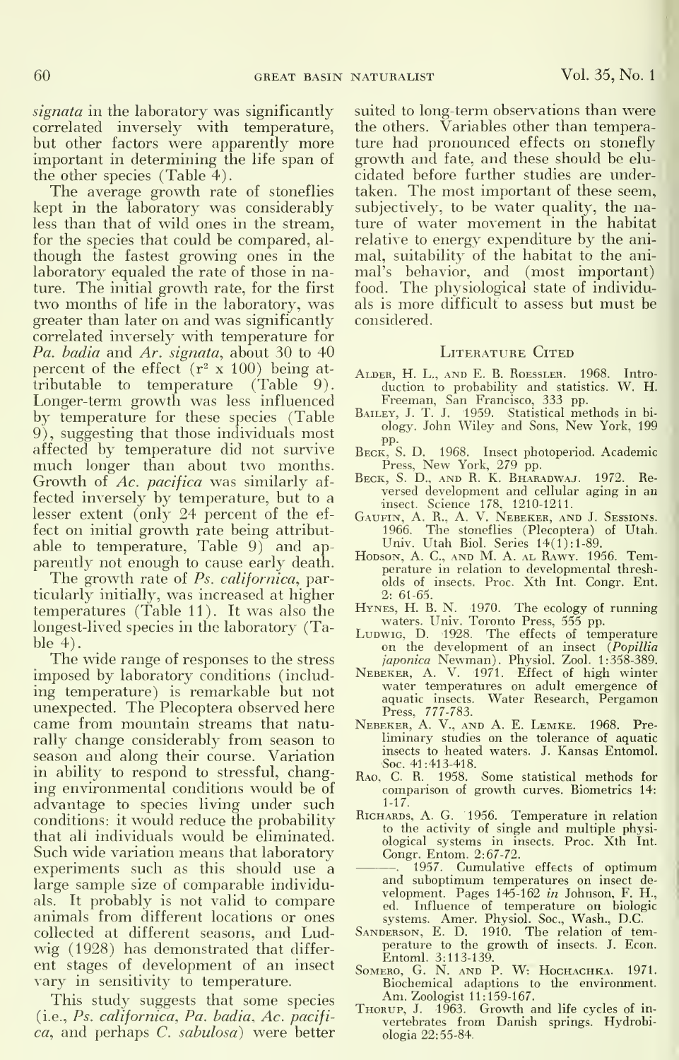*signata* in the laboratory was significantly correlated inversely with temperature, but other factors were apparently more important in determining the life span of the other species (Table 4).

The average growth rate of stoneflies kept in the laboratory was considerably less than that of wild ones in the stream, for the species that could be compared, although the fastest growing ones in the laboratory equaled the rate of those in nature. The initial growth rate, for the first two months of life in the laboratory, was greater than later on and was significantly correlated inversely with temperature for *Pa. badia* and *Ar. signata*, about 30 to 40 percent of the effect ($r^2 \times 100$) being attributable to temperature (Table 9). Longer-term growth was less influenced by temperature for these species (Table 9), suggesting that those individuals most affected by temperature did not survive much longer than about two months. Growth of *Ac. pacifica* was similarly affected inversely by temperature, but to a lesser extent (only 24 percent of the effect on initial growth rate being attributable to temperature, Table 9) and apparently not enough to cause early death.

The growth rate of *Ps. californica*, particularly initially, was increased at higher temperatures (Table 11). It was also the longest-lived species in the laboratory (Table 4).

The wide range of responses to the stress imposed by laboratory conditions (including temperature) is remarkable but not unexpected. The Plecoptera observed here came from mountain streams that naturally change considerably from season to season and along their course. Variation in ability to respond to stressful, changing environmental conditions would be of advantage to species living under such conditions: it would reduce the probability that all individuals would be eliminated. Such wide variation means that laboratory experiments such as this should use a large sample size of comparable individuals. It probably is not valid to compare animals from different locations or ones collected at different seasons, and Ludwig (1928) has demonstrated that different stages of development of an insect vary in sensitivity to temperature.

This study suggests that some species (i.e., *Ps. californica*, *Pa. badia*, *Ac. pacifica*, and perhaps *C. sabulosa*) were better suited to long-term observations than were the others. Variables other than temperature had pronounced effects on stonefly growth and fate, and these should be elucidated before further studies are undertaken. The most important of these seem, subjectively, to be water quality, the nature of water movement in the habitat relative to energy expenditure by the animal, suitability of the habitat to the animal's behavior, and (most important) food. The physiological state of individuals is more difficult to assess but must be considered.

## Literature Cited

Alder, H. L., and E. B. Roessler. 1968. Introduction to probability and statistics. W. H. Freeman, San Francisco, 333 pp.

Bailey, J. T. J. 1959. Statistical methods in biology. John Wiley and Sons, New York, 199 pp.

Beck, S. D. 1968. Insect photoperiod. Academic Press, New York, 279 pp.

Beck, S. D., and R. K. Bharadwaj. 1972. Reversed development and cellular aging in an insect. Science 178, 1210-1211.

Gaufin, A. R., A. V. Nebeker, and J. Sessions. 1966. The stoneflies (Plecoptera) of Utah. Univ. Utah Biol. Series 14(1):1-89.

Hodson, A. C., and M. A. al Rawy. 1956. Temperature in relation to developmental thresholds of insects. Proc. Xth Int. Congr. Ent. 2: 61-65.

Hynes, H. B. N. 1970. The ecology of running waters. Univ. Toronto Press, 555 pp.

Ludwig, D. 1928. The effects of temperature on the development of an insect (*Popillia japonica* Newman). Physiol. Zool. 1:358-389.

Nebeker, A. V. 1971. Effect of high winter water temperatures on adult emergence of aquatic insects. Water Research, Pergamon Press, 777-783.

Nebeker, A. V., and A. E. Lemke. 1968. Preliminary studies on the tolerance of aquatic insects to heated waters. J. Kansas Entomol. Soc. 41:413-418.

Rao, C. R. 1958. Some statistical methods for comparison of growth curves. Biometrics 14: 1-17.

Richards, A. G. 1956. Temperature in relation to the activity of single and multiple physiological systems in insects. Proc. Xth Int. Congr. Entom. 2:67-72.

———. 1957. Cumulative effects of optimum and suboptimum temperatures on insect development. Pages 145-162 *in* Johnson, F. H., ed. Influence of temperature on biologic systems. Amer. Physiol. Soc., Wash., D.C.

Sanderson, E. D. 1910. The relation of temperature to the growth of insects. J. Econ. Entoml. 3:113-139.

Somero, G. N. and P. W. Hochachka. 1971. Biochemical adaptions to the environment. Am. Zoologist 11:159-167.

Thorup, J. 1963. Growth and life cycles of invertebrates from Danish springs. Hydrobiologia 22:55-84.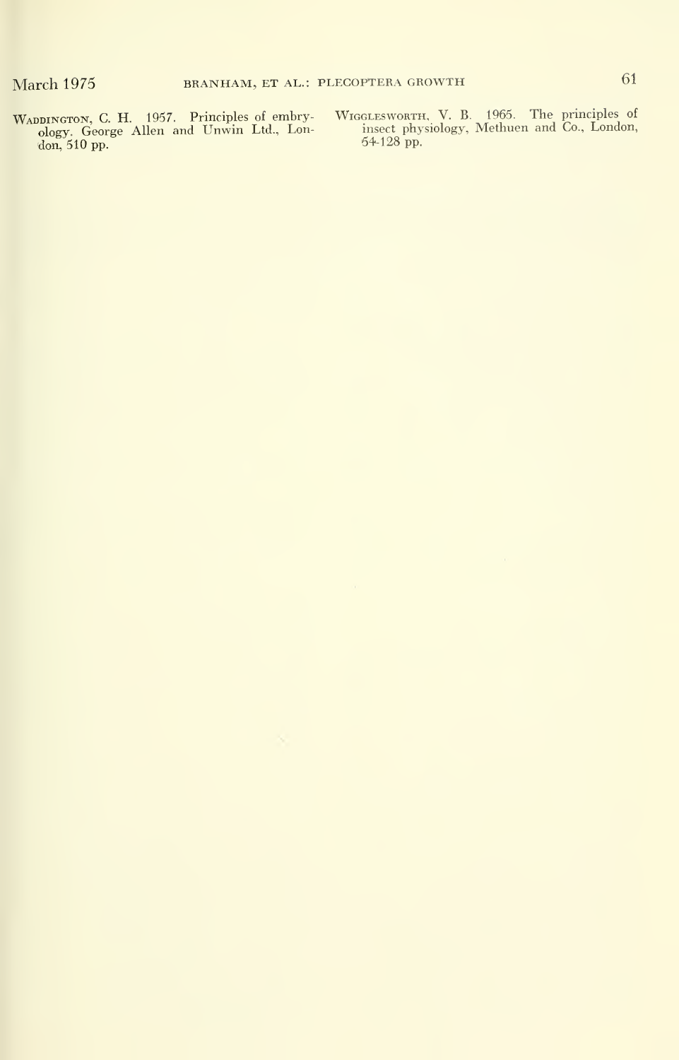Waddington, C. H. 1957. Principles of embryology. George Allen and Unwin Ltd., London, 510 pp.

Wigglesworth, V. B. 1965. The principles of insect physiology, Methuen and Co., London, 54-128 pp.